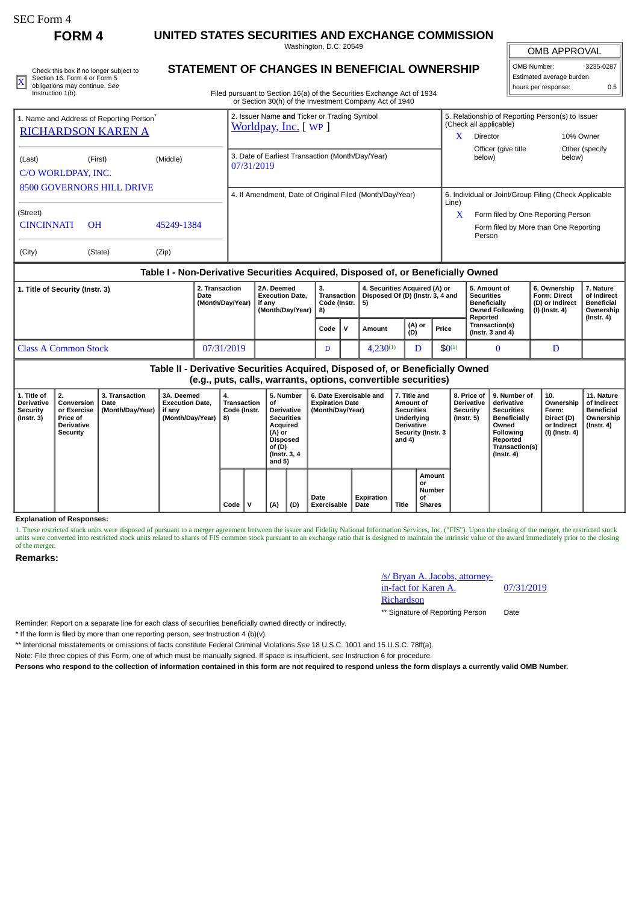SEC Form 4

**FORM 4**

# UNITED STATES SECURITIES AND EXCHANGE COMMISSION

Washington, D.C. 20549

## STATEMENT OF CHANGES IN BENEFICIAL OWNERSHIP

Filed pursuant to Section 16(a) of the Securities Exchange Act of 1934 or Section 30(h) of the Investment Company Act of 1940

| OMB APPROVAL | |
|---|---|
| OMB Number: | 3235-0287 |
| Estimated average burden | |
| hours per response: | 0.5 |

[X] Check this box if no longer subject to Section 16. Form 4 or Form 5 obligations may continue. *See* Instruction 1(b).

1. Name and Address of Reporting Person*
RICHARDSON KAREN A

(Last) (First) (Middle)
C/O WORLDPAY, INC.
8500 GOVERNORS HILL DRIVE

(Street)
CINCINNATI OH 45249-1384

(City) (State) (Zip)

2. Issuer Name **and** Ticker or Trading Symbol
Worldpay, Inc. [ WP ]

3. Date of Earliest Transaction (Month/Day/Year)
07/31/2019

4. If Amendment, Date of Original Filed (Month/Day/Year)

5. Relationship of Reporting Person(s) to Issuer (Check all applicable)
X Director
10% Owner
Officer (give title below)
Other (specify below)

6. Individual or Joint/Group Filing (Check Applicable Line)
X Form filed by One Reporting Person
Form filed by More than One Reporting Person

## Table I - Non-Derivative Securities Acquired, Disposed of, or Beneficially Owned

| 1. Title of Security (Instr. 3) | 2. Transaction Date (Month/Day/Year) | 2A. Deemed Execution Date, if any (Month/Day/Year) | 3. Transaction Code (Instr. 8) | | 4. Securities Acquired (A) or Disposed Of (D) (Instr. 3, 4 and 5) | | | 5. Amount of Securities Beneficially Owned Following Reported Transaction(s) (Instr. 3 and 4) | 6. Ownership Form: Direct (D) or Indirect (I) (Instr. 4) | 7. Nature of Indirect Beneficial Ownership (Instr. 4) |
|---|---|---|---|---|---|---|---|---|---|---|
| | | | Code | V | Amount | (A) or (D) | Price | | | |
| Class A Common Stock | 07/31/2019 | | D | | 4,230[(1)] | D | $0[(1)] | 0 | D | |

## Table II - Derivative Securities Acquired, Disposed of, or Beneficially Owned (e.g., puts, calls, warrants, options, convertible securities)

| 1. Title of Derivative Security (Instr. 3) | 2. Conversion or Exercise Price of Derivative Security | 3. Transaction Date (Month/Day/Year) | 3A. Deemed Execution Date, if any (Month/Day/Year) | 4. Transaction Code (Instr. 8) | | 5. Number of Derivative Securities Acquired (A) or Disposed of (D) (Instr. 3, 4 and 5) | | 6. Date Exercisable and Expiration Date (Month/Day/Year) | | 7. Title and Amount of Securities Underlying Derivative Security (Instr. 3 and 4) | | 8. Price of Derivative Security (Instr. 5) | 9. Number of derivative Securities Beneficially Owned Following Reported Transaction(s) (Instr. 4) | 10. Ownership Form: Direct (D) or Indirect (I) (Instr. 4) | 11. Nature of Indirect Beneficial Ownership (Instr. 4) |
|---|---|---|---|---|---|---|---|---|---|---|---|---|---|---|---|
| | | | | Code | V | (A) | (D) | Date Exercisable | Expiration Date | Title | Amount or Number of Shares | | | | |

**Explanation of Responses:**

1. These restricted stock units were disposed of pursuant to a merger agreement between the issuer and Fidelity National Information Services, Inc. ("FIS"). Upon the closing of the merger, the restricted stock units were converted into restricted stock units related to shares of FIS common stock pursuant to an exchange ratio that is designed to maintain the intrinsic value of the award immediately prior to the closing of the merger.

**Remarks:**

/s/ Bryan A. Jacobs, attorney-in-fact for Karen A. Richardson — 07/31/2019

** Signature of Reporting Person — Date

Reminder: Report on a separate line for each class of securities beneficially owned directly or indirectly.

* If the form is filed by more than one reporting person, *see* Instruction 4 (b)(v).

** Intentional misstatements or omissions of facts constitute Federal Criminal Violations *See* 18 U.S.C. 1001 and 15 U.S.C. 78ff(a).

Note: File three copies of this Form, one of which must be manually signed. If space is insufficient, *see* Instruction 6 for procedure.

**Persons who respond to the collection of information contained in this form are not required to respond unless the form displays a currently valid OMB Number.**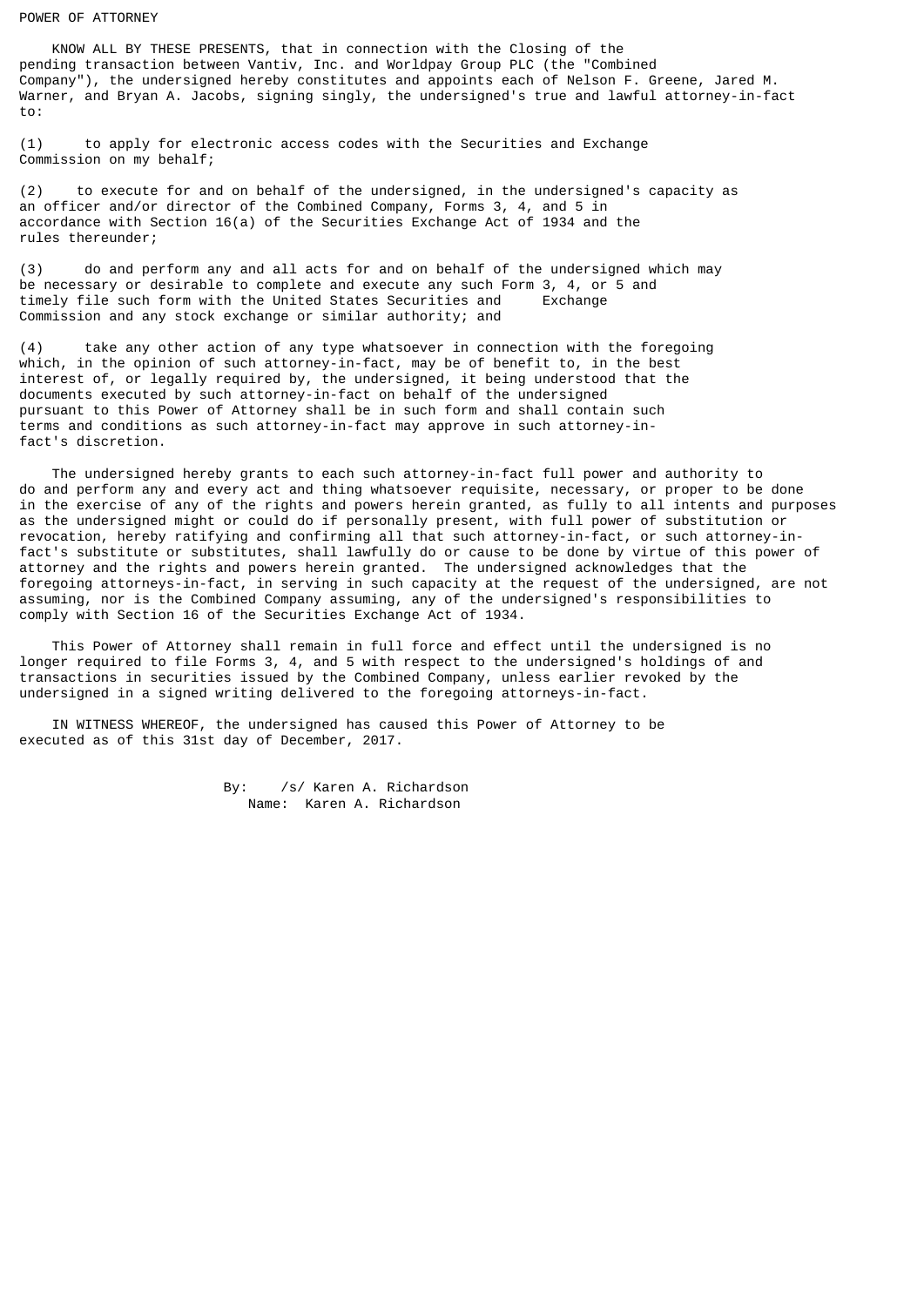# POWER OF ATTORNEY

KNOW ALL BY THESE PRESENTS, that in connection with the Closing of the pending transaction between Vantiv, Inc. and Worldpay Group PLC (the "Combined Company"), the undersigned hereby constitutes and appoints each of Nelson F. Greene, Jared M. Warner, and Bryan A. Jacobs, signing singly, the undersigned's true and lawful attorney-in-fact to:

(1) to apply for electronic access codes with the Securities and Exchange Commission on my behalf;

(2) to execute for and on behalf of the undersigned, in the undersigned's capacity as an officer and/or director of the Combined Company, Forms 3, 4, and 5 in accordance with Section 16(a) of the Securities Exchange Act of 1934 and the rules thereunder;

(3) do and perform any and all acts for and on behalf of the undersigned which may be necessary or desirable to complete and execute any such Form 3, 4, or 5 and timely file such form with the United States Securities and Exchange Commission and any stock exchange or similar authority; and

(4) take any other action of any type whatsoever in connection with the foregoing which, in the opinion of such attorney-in-fact, may be of benefit to, in the best interest of, or legally required by, the undersigned, it being understood that the documents executed by such attorney-in-fact on behalf of the undersigned pursuant to this Power of Attorney shall be in such form and shall contain such terms and conditions as such attorney-in-fact may approve in such attorney-in-fact's discretion.

The undersigned hereby grants to each such attorney-in-fact full power and authority to do and perform any and every act and thing whatsoever requisite, necessary, or proper to be done in the exercise of any of the rights and powers herein granted, as fully to all intents and purposes as the undersigned might or could do if personally present, with full power of substitution or revocation, hereby ratifying and confirming all that such attorney-in-fact, or such attorney-in-fact's substitute or substitutes, shall lawfully do or cause to be done by virtue of this power of attorney and the rights and powers herein granted. The undersigned acknowledges that the foregoing attorneys-in-fact, in serving in such capacity at the request of the undersigned, are not assuming, nor is the Combined Company assuming, any of the undersigned's responsibilities to comply with Section 16 of the Securities Exchange Act of 1934.

This Power of Attorney shall remain in full force and effect until the undersigned is no longer required to file Forms 3, 4, and 5 with respect to the undersigned's holdings of and transactions in securities issued by the Combined Company, unless earlier revoked by the undersigned in a signed writing delivered to the foregoing attorneys-in-fact.

IN WITNESS WHEREOF, the undersigned has caused this Power of Attorney to be executed as of this 31st day of December, 2017.

By: /s/ Karen A. Richardson
Name: Karen A. Richardson